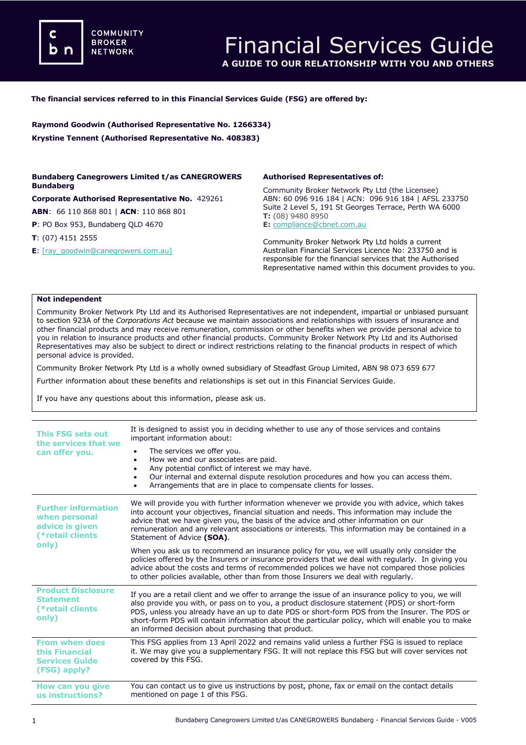COMMUNITY BROKER NETWORK

# Financial Services Guide

**A GUIDE TO OUR RELATIONSHIP WITH YOU AND OTHERS**

**The financial services referred to in this Financial Services Guide (FSG) are offered by:**

**Raymond Goodwin (Authorised Representative No. 1266334)**

**Krystine Tennent (Authorised Representative No. 408383)**

**Bundaberg Canegrowers Limited t/as CANEGROWERS Bundaberg**

**Corporate Authorised Representative No.** 429261

**ABN**: 66 110 868 801 | **ACN**: 110 868 801

**P**: PO Box 953, Bundaberg QLD 4670

**T**: (07) 4151 2555

**E**: [ray_goodwin@canegrowers.com.au]

**Authorised Representatives of:**

Community Broker Network Pty Ltd (the Licensee)
ABN: 60 096 916 184 | ACN: 096 916 184 | AFSL 233750
Suite 2 Level 5, 191 St Georges Terrace, Perth WA 6000
**T:** (08) 9480 8950
**E:** compliance@cbnet.com.au

Community Broker Network Pty Ltd holds a current Australian Financial Services Licence No: 233750 and is responsible for the financial services that the Authorised Representative named within this document provides to you.

**Not independent**

Community Broker Network Pty Ltd and its Authorised Representatives are not independent, impartial or unbiased pursuant to section 923A of the *Corporations Act* because we maintain associations and relationships with issuers of insurance and other financial products and may receive remuneration, commission or other benefits when we provide personal advice to you in relation to insurance products and other financial products. Community Broker Network Pty Ltd and its Authorised Representatives may also be subject to direct or indirect restrictions relating to the financial products in respect of which personal advice is provided.

Community Broker Network Pty Ltd is a wholly owned subsidiary of Steadfast Group Limited, ABN 98 073 659 677

Further information about these benefits and relationships is set out in this Financial Services Guide.

If you have any questions about this information, please ask us.

| | |
|---|---|
| **This FSG sets out the services that we can offer you.** | It is designed to assist you in deciding whether to use any of those services and contains important information about:<br>• The services we offer you.<br>• How we and our associates are paid.<br>• Any potential conflict of interest we may have.<br>• Our internal and external dispute resolution procedures and how you can access them.<br>• Arrangements that are in place to compensate clients for losses. |
| **Further information when personal advice is given (*retail clients only)** | We will provide you with further information whenever we provide you with advice, which takes into account your objectives, financial situation and needs. This information may include the advice that we have given you, the basis of the advice and other information on our remuneration and any relevant associations or interests. This information may be contained in a Statement of Advice **(SOA)**.<br><br>When you ask us to recommend an insurance policy for you, we will usually only consider the policies offered by the Insurers or insurance providers that we deal with regularly. In giving you advice about the costs and terms of recommended polices we have not compared those policies to other policies available, other than from those Insurers we deal with regularly. |
| **Product Disclosure Statement (*retail clients only)** | If you are a retail client and we offer to arrange the issue of an insurance policy to you, we will also provide you with, or pass on to you, a product disclosure statement (PDS) or short-form PDS, unless you already have an up to date PDS or short-form PDS from the Insurer. The PDS or short-form PDS will contain information about the particular policy, which will enable you to make an informed decision about purchasing that product. |
| **From when does this Financial Services Guide (FSG) apply?** | This FSG applies from 13 April 2022 and remains valid unless a further FSG is issued to replace it. We may give you a supplementary FSG. It will not replace this FSG but will cover services not covered by this FSG. |
| **How can you give us instructions?** | You can contact us to give us instructions by post, phone, fax or email on the contact details mentioned on page 1 of this FSG. |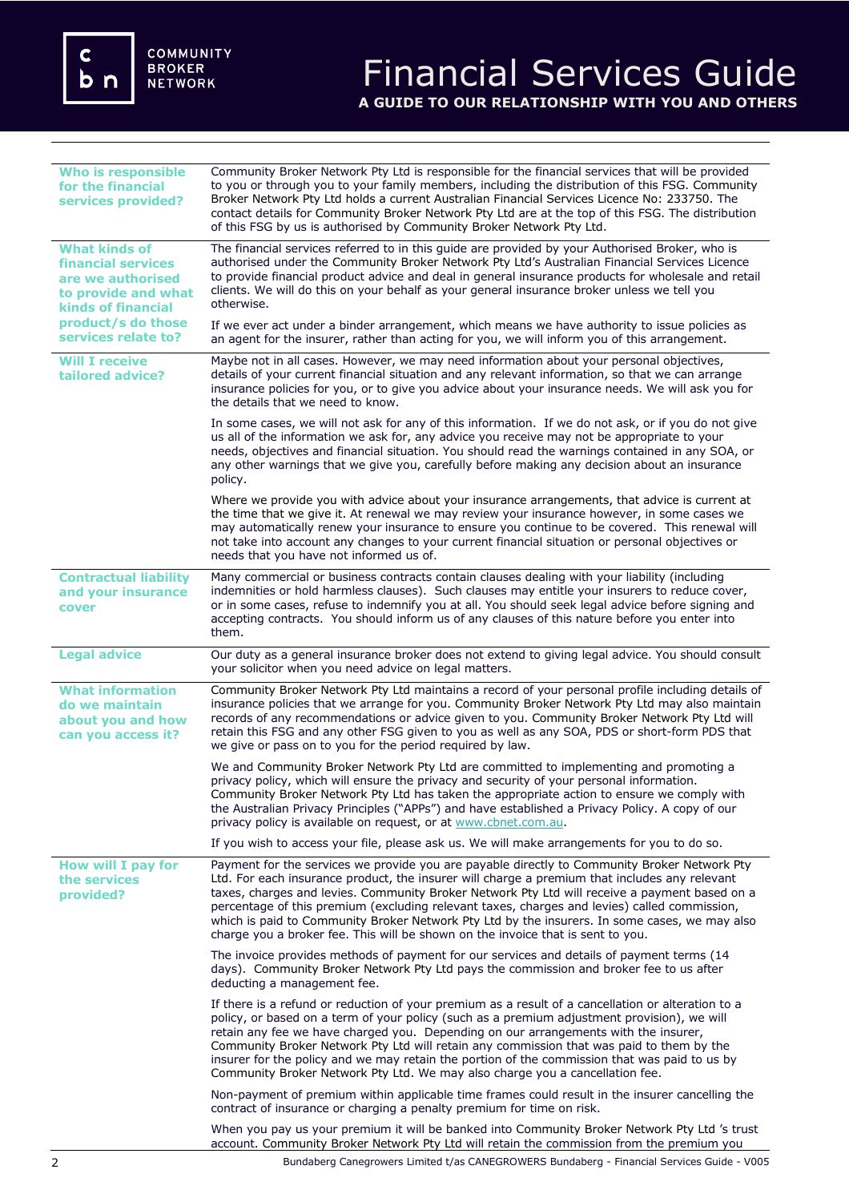# Financial Services Guide

**A GUIDE TO OUR RELATIONSHIP WITH YOU AND OTHERS**

### Who is responsible for the financial services provided?

Community Broker Network Pty Ltd is responsible for the financial services that will be provided to you or through you to your family members, including the distribution of this FSG. Community Broker Network Pty Ltd holds a current Australian Financial Services Licence No: 233750. The contact details for Community Broker Network Pty Ltd are at the top of this FSG. The distribution of this FSG by us is authorised by Community Broker Network Pty Ltd.

### What kinds of financial services are we authorised to provide and what kinds of financial product/s do those services relate to?

The financial services referred to in this guide are provided by your Authorised Broker, who is authorised under the Community Broker Network Pty Ltd's Australian Financial Services Licence to provide financial product advice and deal in general insurance products for wholesale and retail clients. We will do this on your behalf as your general insurance broker unless we tell you otherwise.

If we ever act under a binder arrangement, which means we have authority to issue policies as an agent for the insurer, rather than acting for you, we will inform you of this arrangement.

### Will I receive tailored advice?

Maybe not in all cases. However, we may need information about your personal objectives, details of your current financial situation and any relevant information, so that we can arrange insurance policies for you, or to give you advice about your insurance needs. We will ask you for the details that we need to know.

In some cases, we will not ask for any of this information. If we do not ask, or if you do not give us all of the information we ask for, any advice you receive may not be appropriate to your needs, objectives and financial situation. You should read the warnings contained in any SOA, or any other warnings that we give you, carefully before making any decision about an insurance policy.

Where we provide you with advice about your insurance arrangements, that advice is current at the time that we give it. At renewal we may review your insurance however, in some cases we may automatically renew your insurance to ensure you continue to be covered. This renewal will not take into account any changes to your current financial situation or personal objectives or needs that you have not informed us of.

### Contractual liability and your insurance cover

Many commercial or business contracts contain clauses dealing with your liability (including indemnities or hold harmless clauses). Such clauses may entitle your insurers to reduce cover, or in some cases, refuse to indemnify you at all. You should seek legal advice before signing and accepting contracts. You should inform us of any clauses of this nature before you enter into them.

### Legal advice

Our duty as a general insurance broker does not extend to giving legal advice. You should consult your solicitor when you need advice on legal matters.

### What information do we maintain about you and how can you access it?

Community Broker Network Pty Ltd maintains a record of your personal profile including details of insurance policies that we arrange for you. Community Broker Network Pty Ltd may also maintain records of any recommendations or advice given to you. Community Broker Network Pty Ltd will retain this FSG and any other FSG given to you as well as any SOA, PDS or short-form PDS that we give or pass on to you for the period required by law.

We and Community Broker Network Pty Ltd are committed to implementing and promoting a privacy policy, which will ensure the privacy and security of your personal information. Community Broker Network Pty Ltd has taken the appropriate action to ensure we comply with the Australian Privacy Principles ("APPs") and have established a Privacy Policy. A copy of our privacy policy is available on request, or at www.cbnet.com.au.

If you wish to access your file, please ask us. We will make arrangements for you to do so.

### How will I pay for the services provided?

Payment for the services we provide you are payable directly to Community Broker Network Pty Ltd. For each insurance product, the insurer will charge a premium that includes any relevant taxes, charges and levies. Community Broker Network Pty Ltd will receive a payment based on a percentage of this premium (excluding relevant taxes, charges and levies) called commission, which is paid to Community Broker Network Pty Ltd by the insurers. In some cases, we may also charge you a broker fee. This will be shown on the invoice that is sent to you.

The invoice provides methods of payment for our services and details of payment terms (14 days). Community Broker Network Pty Ltd pays the commission and broker fee to us after deducting a management fee.

If there is a refund or reduction of your premium as a result of a cancellation or alteration to a policy, or based on a term of your policy (such as a premium adjustment provision), we will retain any fee we have charged you. Depending on our arrangements with the insurer, Community Broker Network Pty Ltd will retain any commission that was paid to them by the insurer for the policy and we may retain the portion of the commission that was paid to us by Community Broker Network Pty Ltd. We may also charge you a cancellation fee.

Non-payment of premium within applicable time frames could result in the insurer cancelling the contract of insurance or charging a penalty premium for time on risk.

When you pay us your premium it will be banked into Community Broker Network Pty Ltd 's trust account. Community Broker Network Pty Ltd will retain the commission from the premium you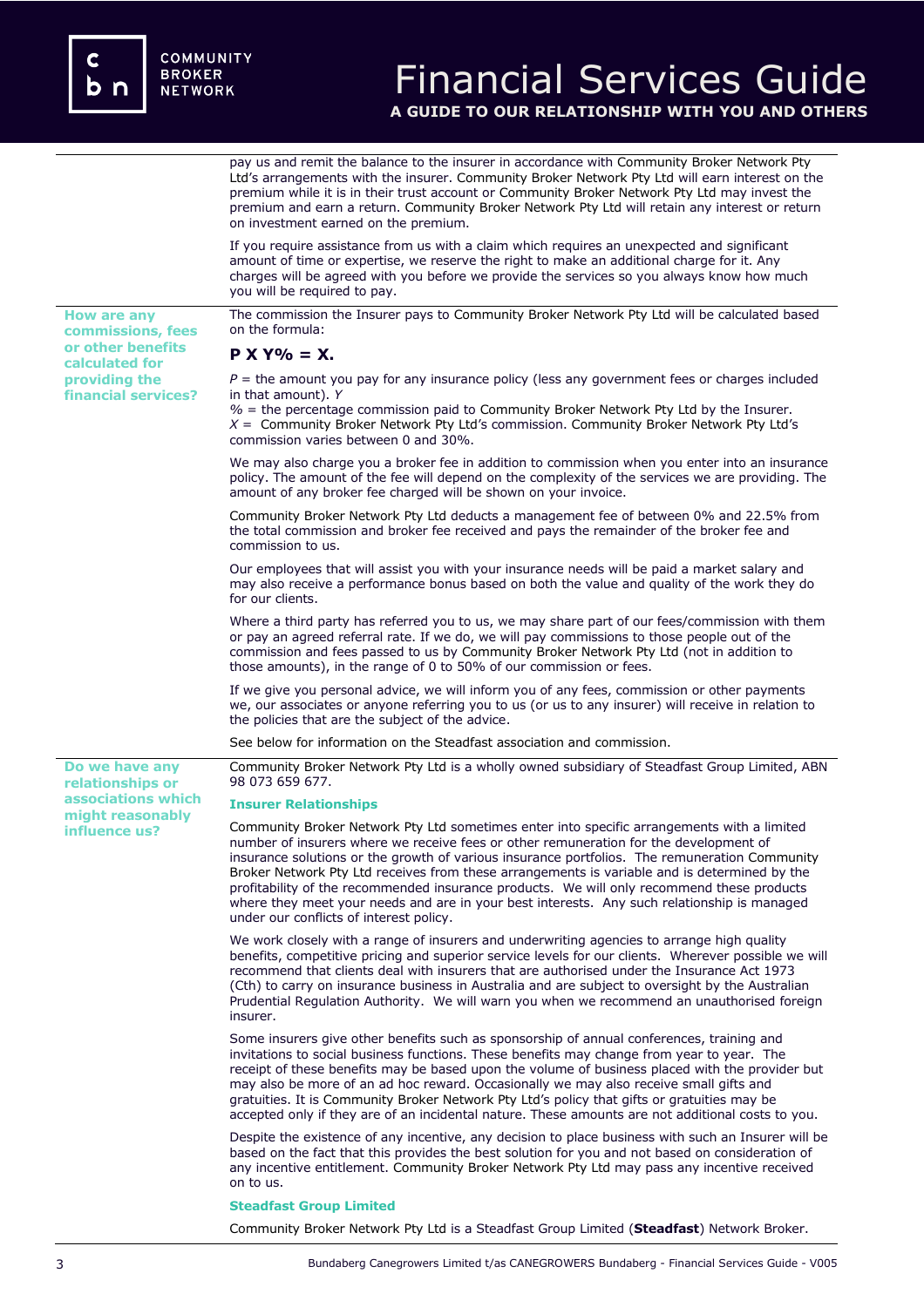pay us and remit the balance to the insurer in accordance with Community Broker Network Pty Ltd's arrangements with the insurer. Community Broker Network Pty Ltd will earn interest on the premium while it is in their trust account or Community Broker Network Pty Ltd may invest the premium and earn a return. Community Broker Network Pty Ltd will retain any interest or return on investment earned on the premium.

If you require assistance from us with a claim which requires an unexpected and significant amount of time or expertise, we reserve the right to make an additional charge for it. Any charges will be agreed with you before we provide the services so you always know how much you will be required to pay.

## How are any commissions, fees or other benefits calculated for providing the financial services?

The commission the Insurer pays to Community Broker Network Pty Ltd will be calculated based on the formula:

**P X Y% = X.**

*P* = the amount you pay for any insurance policy (less any government fees or charges included in that amount). *Y*
% = the percentage commission paid to Community Broker Network Pty Ltd by the Insurer.
*X* = Community Broker Network Pty Ltd's commission. Community Broker Network Pty Ltd's commission varies between 0 and 30%.

We may also charge you a broker fee in addition to commission when you enter into an insurance policy. The amount of the fee will depend on the complexity of the services we are providing. The amount of any broker fee charged will be shown on your invoice.

Community Broker Network Pty Ltd deducts a management fee of between 0% and 22.5% from the total commission and broker fee received and pays the remainder of the broker fee and commission to us.

Our employees that will assist you with your insurance needs will be paid a market salary and may also receive a performance bonus based on both the value and quality of the work they do for our clients.

Where a third party has referred you to us, we may share part of our fees/commission with them or pay an agreed referral rate. If we do, we will pay commissions to those people out of the commission and fees passed to us by Community Broker Network Pty Ltd (not in addition to those amounts), in the range of 0 to 50% of our commission or fees.

If we give you personal advice, we will inform you of any fees, commission or other payments we, our associates or anyone referring you to us (or us to any insurer) will receive in relation to the policies that are the subject of the advice.

See below for information on the Steadfast association and commission.

## Do we have any relationships or associations which might reasonably influence us?

Community Broker Network Pty Ltd is a wholly owned subsidiary of Steadfast Group Limited, ABN 98 073 659 677.

### Insurer Relationships

Community Broker Network Pty Ltd sometimes enter into specific arrangements with a limited number of insurers where we receive fees or other remuneration for the development of insurance solutions or the growth of various insurance portfolios. The remuneration Community Broker Network Pty Ltd receives from these arrangements is variable and is determined by the profitability of the recommended insurance products. We will only recommend these products where they meet your needs and are in your best interests. Any such relationship is managed under our conflicts of interest policy.

We work closely with a range of insurers and underwriting agencies to arrange high quality benefits, competitive pricing and superior service levels for our clients. Wherever possible we will recommend that clients deal with insurers that are authorised under the Insurance Act 1973 (Cth) to carry on insurance business in Australia and are subject to oversight by the Australian Prudential Regulation Authority. We will warn you when we recommend an unauthorised foreign insurer.

Some insurers give other benefits such as sponsorship of annual conferences, training and invitations to social business functions. These benefits may change from year to year. The receipt of these benefits may be based upon the volume of business placed with the provider but may also be more of an ad hoc reward. Occasionally we may also receive small gifts and gratuities. It is Community Broker Network Pty Ltd's policy that gifts or gratuities may be accepted only if they are of an incidental nature. These amounts are not additional costs to you.

Despite the existence of any incentive, any decision to place business with such an Insurer will be based on the fact that this provides the best solution for you and not based on consideration of any incentive entitlement. Community Broker Network Pty Ltd may pass any incentive received on to us.

### Steadfast Group Limited

Community Broker Network Pty Ltd is a Steadfast Group Limited (**Steadfast**) Network Broker.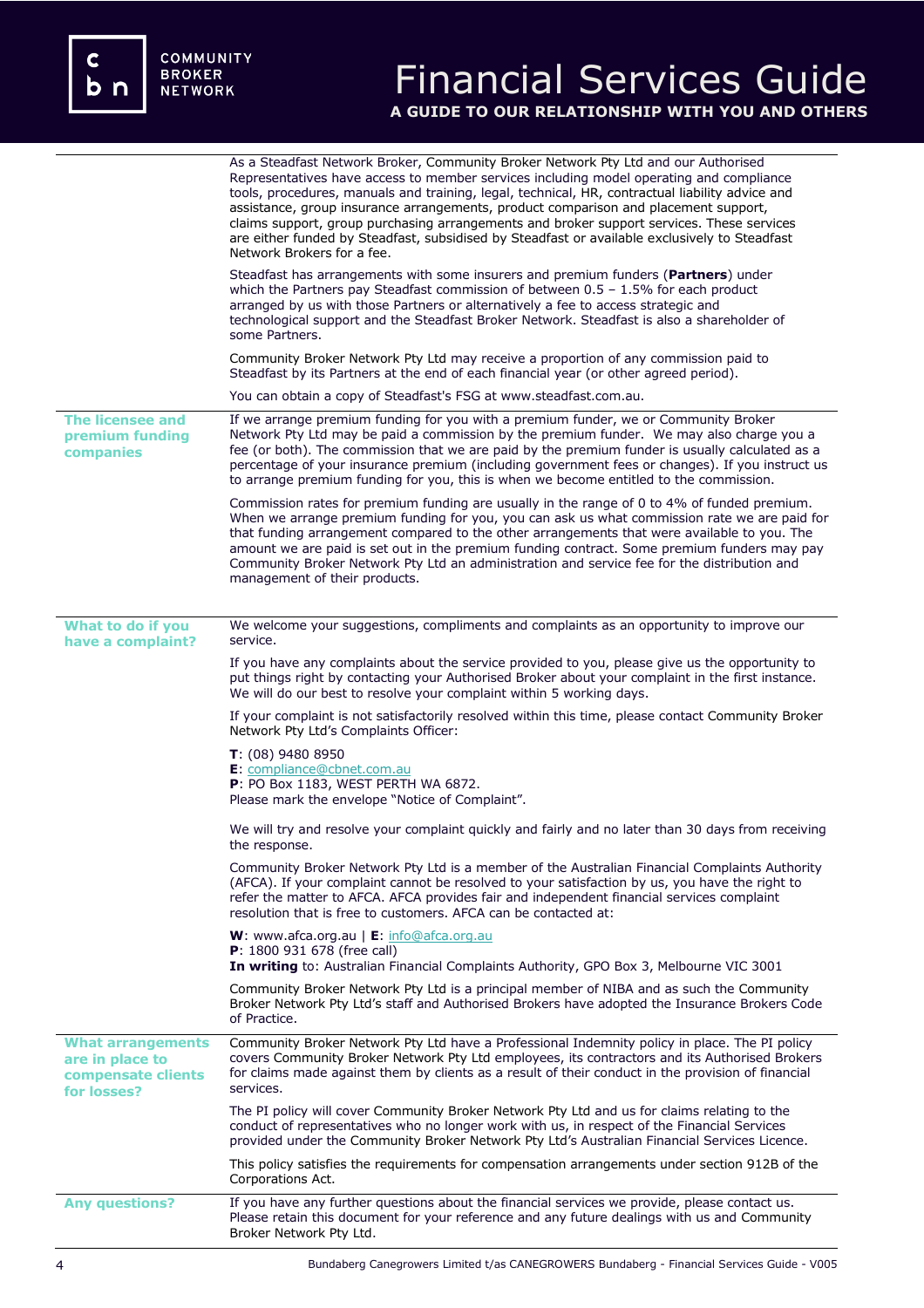As a Steadfast Network Broker, Community Broker Network Pty Ltd and our Authorised Representatives have access to member services including model operating and compliance tools, procedures, manuals and training, legal, technical, HR, contractual liability advice and assistance, group insurance arrangements, product comparison and placement support, claims support, group purchasing arrangements and broker support services. These services are either funded by Steadfast, subsidised by Steadfast or available exclusively to Steadfast Network Brokers for a fee.

Steadfast has arrangements with some insurers and premium funders (**Partners**) under which the Partners pay Steadfast commission of between 0.5 – 1.5% for each product arranged by us with those Partners or alternatively a fee to access strategic and technological support and the Steadfast Broker Network. Steadfast is also a shareholder of some Partners.

Community Broker Network Pty Ltd may receive a proportion of any commission paid to Steadfast by its Partners at the end of each financial year (or other agreed period).

You can obtain a copy of Steadfast's FSG at www.steadfast.com.au.

## The licensee and premium funding companies

If we arrange premium funding for you with a premium funder, we or Community Broker Network Pty Ltd may be paid a commission by the premium funder. We may also charge you a fee (or both). The commission that we are paid by the premium funder is usually calculated as a percentage of your insurance premium (including government fees or changes). If you instruct us to arrange premium funding for you, this is when we become entitled to the commission.

Commission rates for premium funding are usually in the range of 0 to 4% of funded premium. When we arrange premium funding for you, you can ask us what commission rate we are paid for that funding arrangement compared to the other arrangements that were available to you. The amount we are paid is set out in the premium funding contract. Some premium funders may pay Community Broker Network Pty Ltd an administration and service fee for the distribution and management of their products.

## What to do if you have a complaint?

We welcome your suggestions, compliments and complaints as an opportunity to improve our service.

If you have any complaints about the service provided to you, please give us the opportunity to put things right by contacting your Authorised Broker about your complaint in the first instance. We will do our best to resolve your complaint within 5 working days.

If your complaint is not satisfactorily resolved within this time, please contact Community Broker Network Pty Ltd's Complaints Officer:

**T**: (08) 9480 8950
**E**: compliance@cbnet.com.au
**P**: PO Box 1183, WEST PERTH WA 6872.
Please mark the envelope "Notice of Complaint".

We will try and resolve your complaint quickly and fairly and no later than 30 days from receiving the response.

Community Broker Network Pty Ltd is a member of the Australian Financial Complaints Authority (AFCA). If your complaint cannot be resolved to your satisfaction by us, you have the right to refer the matter to AFCA. AFCA provides fair and independent financial services complaint resolution that is free to customers. AFCA can be contacted at:

**W**: www.afca.org.au | **E**: info@afca.org.au
**P**: 1800 931 678 (free call)
**In writing** to: Australian Financial Complaints Authority, GPO Box 3, Melbourne VIC 3001

Community Broker Network Pty Ltd is a principal member of NIBA and as such the Community Broker Network Pty Ltd's staff and Authorised Brokers have adopted the Insurance Brokers Code of Practice.

## What arrangements are in place to compensate clients for losses?

Community Broker Network Pty Ltd have a Professional Indemnity policy in place. The PI policy covers Community Broker Network Pty Ltd employees, its contractors and its Authorised Brokers for claims made against them by clients as a result of their conduct in the provision of financial services.

The PI policy will cover Community Broker Network Pty Ltd and us for claims relating to the conduct of representatives who no longer work with us, in respect of the Financial Services provided under the Community Broker Network Pty Ltd's Australian Financial Services Licence.

This policy satisfies the requirements for compensation arrangements under section 912B of the Corporations Act.

## Any questions?

If you have any further questions about the financial services we provide, please contact us. Please retain this document for your reference and any future dealings with us and Community Broker Network Pty Ltd.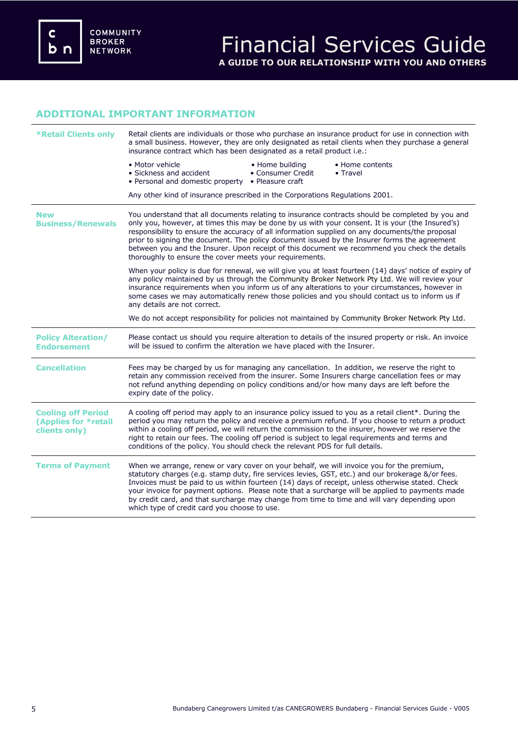# Financial Services Guide

**A GUIDE TO OUR RELATIONSHIP WITH YOU AND OTHERS**

## ADDITIONAL IMPORTANT INFORMATION

| | |
|---|---|
| ***Retail Clients only** | Retail clients are individuals or those who purchase an insurance product for use in connection with a small business. However, they are only designated as retail clients when they purchase a general insurance contract which has been designated as a retail product i.e.:<br>• Motor vehicle • Home building • Home contents • Sickness and accident • Consumer Credit • Travel • Personal and domestic property • Pleasure craft<br>Any other kind of insurance prescribed in the Corporations Regulations 2001. |
| **New Business/Renewals** | You understand that all documents relating to insurance contracts should be completed by you and only you, however, at times this may be done by us with your consent. It is your (the Insured's) responsibility to ensure the accuracy of all information supplied on any documents/the proposal prior to signing the document. The policy document issued by the Insurer forms the agreement between you and the Insurer. Upon receipt of this document we recommend you check the details thoroughly to ensure the cover meets your requirements.<br>When your policy is due for renewal, we will give you at least fourteen (14) days' notice of expiry of any policy maintained by us through the Community Broker Network Pty Ltd. We will review your insurance requirements when you inform us of any alterations to your circumstances, however in some cases we may automatically renew those policies and you should contact us to inform us if any details are not correct.<br>We do not accept responsibility for policies not maintained by Community Broker Network Pty Ltd. |
| **Policy Alteration/ Endorsement** | Please contact us should you require alteration to details of the insured property or risk. An invoice will be issued to confirm the alteration we have placed with the Insurer. |
| **Cancellation** | Fees may be charged by us for managing any cancellation. In addition, we reserve the right to retain any commission received from the insurer. Some Insurers charge cancellation fees or may not refund anything depending on policy conditions and/or how many days are left before the expiry date of the policy. |
| **Cooling off Period (Applies for *retail clients only)** | A cooling off period may apply to an insurance policy issued to you as a retail client*. During the period you may return the policy and receive a premium refund. If you choose to return a product within a cooling off period, we will return the commission to the insurer, however we reserve the right to retain our fees. The cooling off period is subject to legal requirements and terms and conditions of the policy. You should check the relevant PDS for full details. |
| **Terms of Payment** | When we arrange, renew or vary cover on your behalf, we will invoice you for the premium, statutory charges (e.g. stamp duty, fire services levies, GST, etc.) and our brokerage &/or fees. Invoices must be paid to us within fourteen (14) days of receipt, unless otherwise stated. Check your invoice for payment options. Please note that a surcharge will be applied to payments made by credit card, and that surcharge may change from time to time and will vary depending upon which type of credit card you choose to use. |